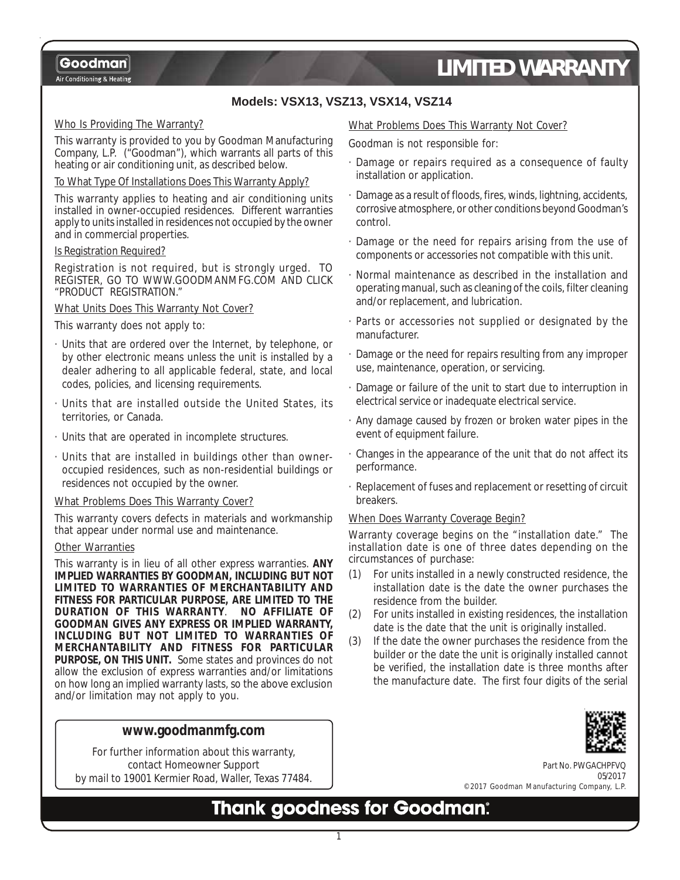Goodman
Air Conditioning & Heating

# LIMITED WARRANTY

**Models: VSX13, VSZ13, VSX14, VSZ14**

### Who Is Providing The Warranty?

This warranty is provided to you by Goodman Manufacturing Company, L.P. ("Goodman"), which warrants all parts of this heating or air conditioning unit, as described below.

### To What Type Of Installations Does This Warranty Apply?

This warranty applies to heating and air conditioning units installed in owner-occupied residences. Different warranties apply to units installed in residences not occupied by the owner and in commercial properties.

### Is Registration Required?

Registration is not required, but is strongly urged. TO REGISTER, GO TO WWW.GOODMANMFG.COM AND CLICK "PRODUCT REGISTRATION."

### What Units Does This Warranty Not Cover?

This warranty does not apply to:

- Units that are ordered over the Internet, by telephone, or by other electronic means unless the unit is installed by a dealer adhering to all applicable federal, state, and local codes, policies, and licensing requirements.
- Units that are installed outside the United States, its territories, or Canada.
- Units that are operated in incomplete structures.
- Units that are installed in buildings other than owner-occupied residences, such as non-residential buildings or residences not occupied by the owner.

### What Problems Does This Warranty Cover?

This warranty covers defects in materials and workmanship that appear under normal use and maintenance.

### Other Warranties

This warranty is in lieu of all other express warranties. **ANY IMPLIED WARRANTIES BY GOODMAN, INCLUDING BUT NOT LIMITED TO WARRANTIES OF MERCHANTABILITY AND FITNESS FOR PARTICULAR PURPOSE, ARE LIMITED TO THE DURATION OF THIS WARRANTY**. **NO AFFILIATE OF GOODMAN GIVES ANY EXPRESS OR IMPLIED WARRANTY, INCLUDING BUT NOT LIMITED TO WARRANTIES OF MERCHANTABILITY AND FITNESS FOR PARTICULAR PURPOSE, ON THIS UNIT.** Some states and provinces do not allow the exclusion of express warranties and/or limitations on how long an implied warranty lasts, so the above exclusion and/or limitation may not apply to you.

**www.goodmanmfg.com**

For further information about this warranty, contact Homeowner Support by mail to 19001 Kermier Road, Waller, Texas 77484.

### What Problems Does This Warranty Not Cover?

Goodman is not responsible for:

- Damage or repairs required as a consequence of faulty installation or application.
- Damage as a result of floods, fires, winds, lightning, accidents, corrosive atmosphere, or other conditions beyond Goodman's control.
- Damage or the need for repairs arising from the use of components or accessories not compatible with this unit.
- Normal maintenance as described in the installation and operating manual, such as cleaning of the coils, filter cleaning and/or replacement, and lubrication.
- Parts or accessories not supplied or designated by the manufacturer.
- Damage or the need for repairs resulting from any improper use, maintenance, operation, or servicing.
- Damage or failure of the unit to start due to interruption in electrical service or inadequate electrical service.
- Any damage caused by frozen or broken water pipes in the event of equipment failure.
- Changes in the appearance of the unit that do not affect its performance.
- Replacement of fuses and replacement or resetting of circuit breakers.

### When Does Warranty Coverage Begin?

Warranty coverage begins on the "installation date." The installation date is one of three dates depending on the circumstances of purchase:

(1) For units installed in a newly constructed residence, the installation date is the date the owner purchases the residence from the builder.

(2) For units installed in existing residences, the installation date is the date that the unit is originally installed.

(3) If the date the owner purchases the residence from the builder or the date the unit is originally installed cannot be verified, the installation date is three months after the manufacture date. The first four digits of the serial

Part No. PWGACHPFVQ
05/2017
©2017 Goodman Manufacturing Company, L.P.

**Thank goodness for Goodman.**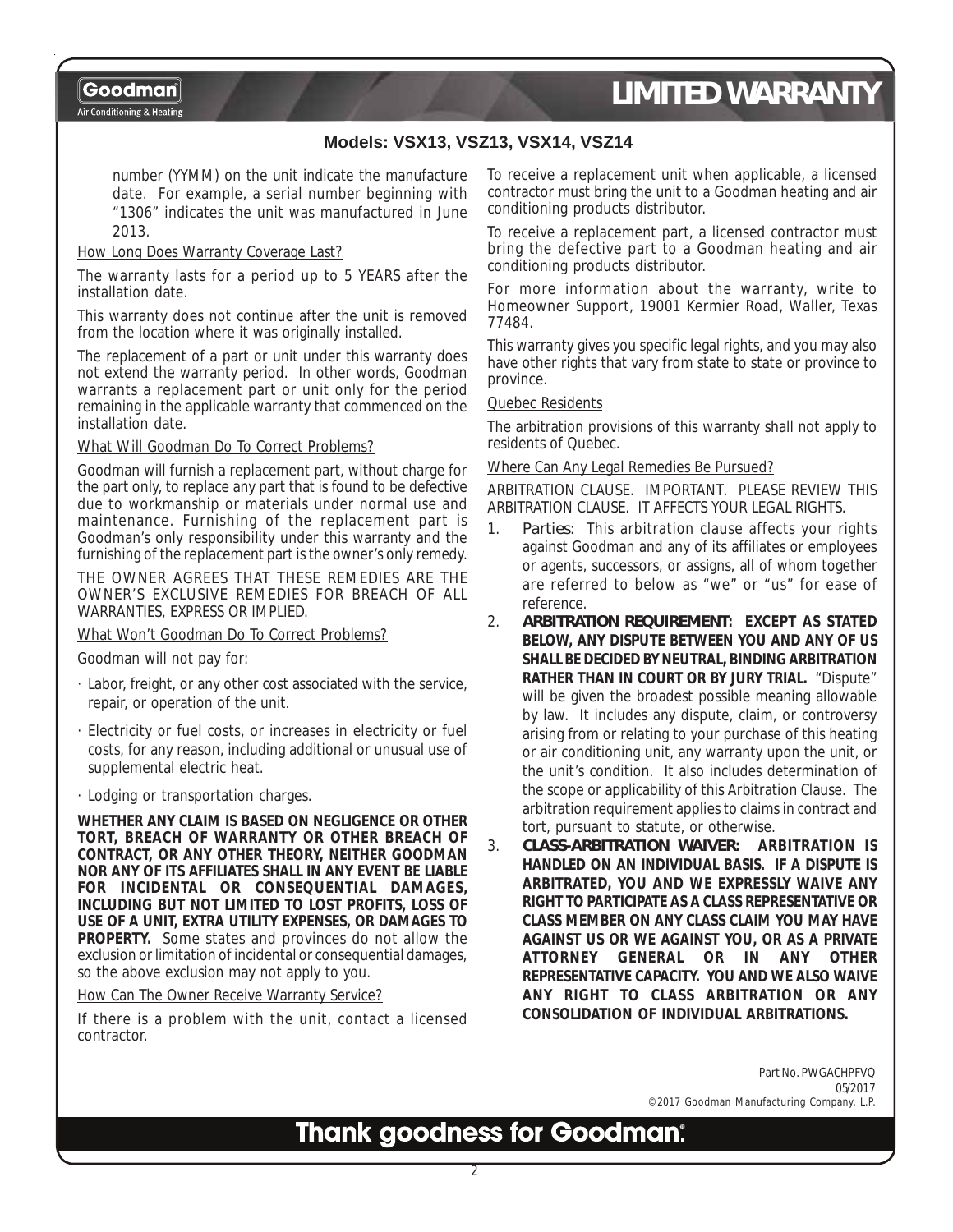# LIMITED WARRANTY

**Models: VSX13, VSZ13, VSX14, VSZ14**

number (YYMM) on the unit indicate the manufacture date. For example, a serial number beginning with "1306" indicates the unit was manufactured in June 2013.

How Long Does Warranty Coverage Last?

The warranty lasts for a period up to 5 YEARS after the installation date.

This warranty does not continue after the unit is removed from the location where it was originally installed.

The replacement of a part or unit under this warranty does not extend the warranty period. In other words, Goodman warrants a replacement part or unit only for the period remaining in the applicable warranty that commenced on the installation date.

What Will Goodman Do To Correct Problems?

Goodman will furnish a replacement part, without charge for the part only, to replace any part that is found to be defective due to workmanship or materials under normal use and maintenance. Furnishing of the replacement part is Goodman's only responsibility under this warranty and the furnishing of the replacement part is the owner's only remedy.

THE OWNER AGREES THAT THESE REMEDIES ARE THE OWNER'S EXCLUSIVE REMEDIES FOR BREACH OF ALL WARRANTIES, EXPRESS OR IMPLIED.

What Won't Goodman Do To Correct Problems?

Goodman will not pay for:

- Labor, freight, or any other cost associated with the service, repair, or operation of the unit.
- Electricity or fuel costs, or increases in electricity or fuel costs, for any reason, including additional or unusual use of supplemental electric heat.
- Lodging or transportation charges.

**WHETHER ANY CLAIM IS BASED ON NEGLIGENCE OR OTHER TORT, BREACH OF WARRANTY OR OTHER BREACH OF CONTRACT, OR ANY OTHER THEORY, NEITHER GOODMAN NOR ANY OF ITS AFFILIATES SHALL IN ANY EVENT BE LIABLE FOR INCIDENTAL OR CONSEQUENTIAL DAMAGES, INCLUDING BUT NOT LIMITED TO LOST PROFITS, LOSS OF USE OF A UNIT, EXTRA UTILITY EXPENSES, OR DAMAGES TO PROPERTY.** Some states and provinces do not allow the exclusion or limitation of incidental or consequential damages, so the above exclusion may not apply to you.

How Can The Owner Receive Warranty Service?

If there is a problem with the unit, contact a licensed contractor.

To receive a replacement unit when applicable, a licensed contractor must bring the unit to a Goodman heating and air conditioning products distributor.

To receive a replacement part, a licensed contractor must bring the defective part to a Goodman heating and air conditioning products distributor.

For more information about the warranty, write to Homeowner Support, 19001 Kermier Road, Waller, Texas 77484.

This warranty gives you specific legal rights, and you may also have other rights that vary from state to state or province to province.

Quebec Residents

The arbitration provisions of this warranty shall not apply to residents of Quebec.

Where Can Any Legal Remedies Be Pursued?

ARBITRATION CLAUSE. IMPORTANT. PLEASE REVIEW THIS ARBITRATION CLAUSE. IT AFFECTS YOUR LEGAL RIGHTS.

1. *Parties*: This arbitration clause affects your rights against Goodman and any of its affiliates or employees or agents, successors, or assigns, all of whom together are referred to below as "we" or "us" for ease of reference.
2. ***ARBITRATION REQUIREMENT:*** **EXCEPT AS STATED BELOW, ANY DISPUTE BETWEEN YOU AND ANY OF US SHALL BE DECIDED BY NEUTRAL, BINDING ARBITRATION RATHER THAN IN COURT OR BY JURY TRIAL.** "Dispute" will be given the broadest possible meaning allowable by law. It includes any dispute, claim, or controversy arising from or relating to your purchase of this heating or air conditioning unit, any warranty upon the unit, or the unit's condition. It also includes determination of the scope or applicability of this Arbitration Clause. The arbitration requirement applies to claims in contract and tort, pursuant to statute, or otherwise.
3. ***CLASS-ARBITRATION WAIVER:*** **ARBITRATION IS HANDLED ON AN INDIVIDUAL BASIS. IF A DISPUTE IS ARBITRATED, YOU AND WE EXPRESSLY WAIVE ANY RIGHT TO PARTICIPATE AS A CLASS REPRESENTATIVE OR CLASS MEMBER ON ANY CLASS CLAIM YOU MAY HAVE AGAINST US OR WE AGAINST YOU, OR AS A PRIVATE ATTORNEY GENERAL OR IN ANY OTHER REPRESENTATIVE CAPACITY. YOU AND WE ALSO WAIVE ANY RIGHT TO CLASS ARBITRATION OR ANY CONSOLIDATION OF INDIVIDUAL ARBITRATIONS.**

Part No. PWGACHPFVQ
05/2017
©2017 Goodman Manufacturing Company, L.P.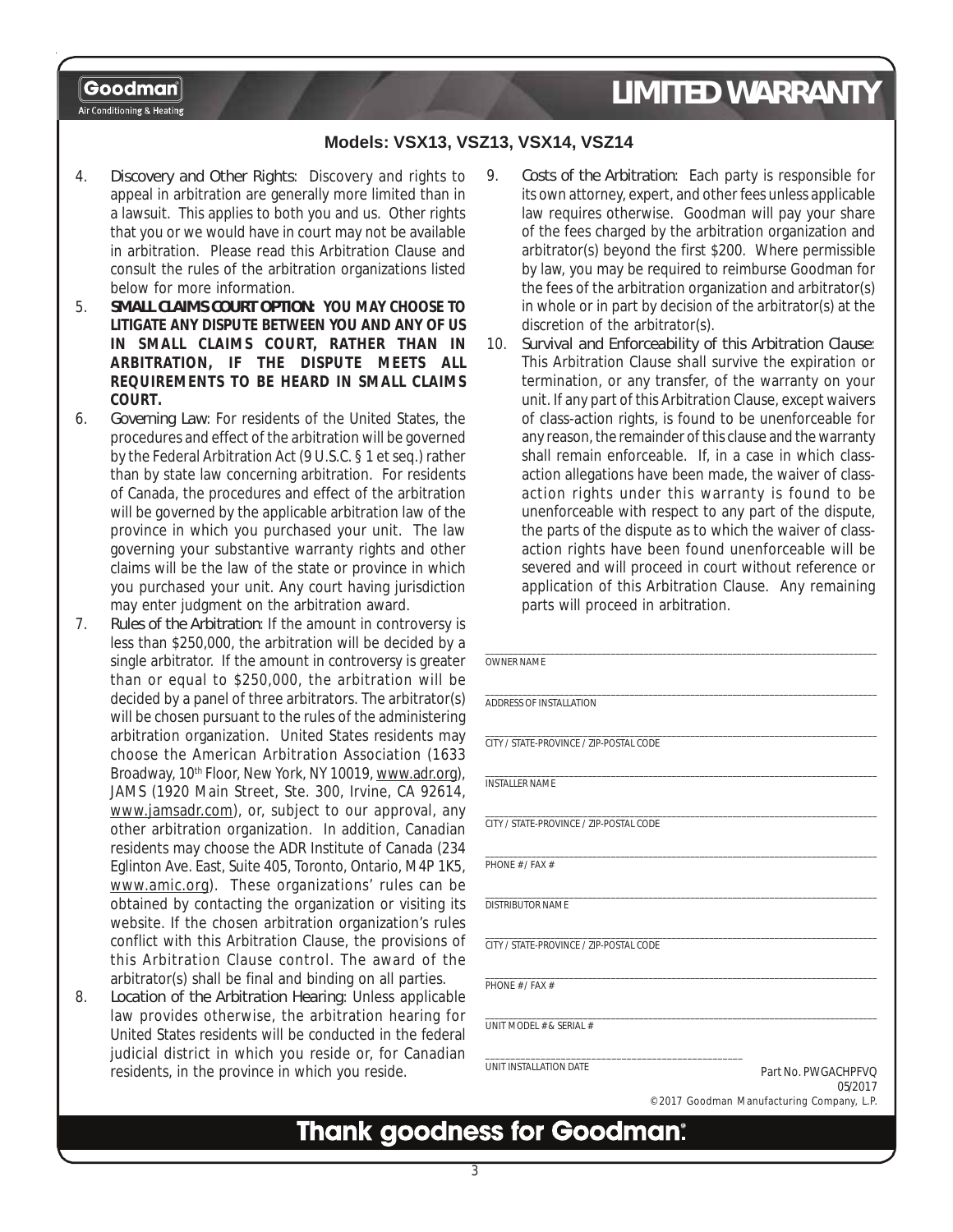**Goodman**
Air Conditioning & Heating

# LIMITED WARRANTY

**Models: VSX13, VSZ13, VSX14, VSZ14**

4. Discovery and Other Rights: Discovery and rights to appeal in arbitration are generally more limited than in a lawsuit. This applies to both you and us. Other rights that you or we would have in court may not be available in arbitration. Please read this Arbitration Clause and consult the rules of the arbitration organizations listed below for more information.
5. **SMALL CLAIMS COURT OPTION: YOU MAY CHOOSE TO LITIGATE ANY DISPUTE BETWEEN YOU AND ANY OF US IN SMALL CLAIMS COURT, RATHER THAN IN ARBITRATION, IF THE DISPUTE MEETS ALL REQUIREMENTS TO BE HEARD IN SMALL CLAIMS COURT.**
6. Governing Law: For residents of the United States, the procedures and effect of the arbitration will be governed by the Federal Arbitration Act (9 U.S.C. § 1 et seq.) rather than by state law concerning arbitration. For residents of Canada, the procedures and effect of the arbitration will be governed by the applicable arbitration law of the province in which you purchased your unit. The law governing your substantive warranty rights and other claims will be the law of the state or province in which you purchased your unit. Any court having jurisdiction may enter judgment on the arbitration award.
7. Rules of the Arbitration: If the amount in controversy is less than $250,000, the arbitration will be decided by a single arbitrator. If the amount in controversy is greater than or equal to $250,000, the arbitration will be decided by a panel of three arbitrators. The arbitrator(s) will be chosen pursuant to the rules of the administering arbitration organization. United States residents may choose the American Arbitration Association (1633 Broadway, 10th Floor, New York, NY 10019, www.adr.org), JAMS (1920 Main Street, Ste. 300, Irvine, CA 92614, www.jamsadr.com), or, subject to our approval, any other arbitration organization. In addition, Canadian residents may choose the ADR Institute of Canada (234 Eglinton Ave. East, Suite 405, Toronto, Ontario, M4P 1K5, www.amic.org). These organizations' rules can be obtained by contacting the organization or visiting its website. If the chosen arbitration organization's rules conflict with this Arbitration Clause, the provisions of this Arbitration Clause control. The award of the arbitrator(s) shall be final and binding on all parties.
8. Location of the Arbitration Hearing: Unless applicable law provides otherwise, the arbitration hearing for United States residents will be conducted in the federal judicial district in which you reside or, for Canadian residents, in the province in which you reside.
9. Costs of the Arbitration: Each party is responsible for its own attorney, expert, and other fees unless applicable law requires otherwise. Goodman will pay your share of the fees charged by the arbitration organization and arbitrator(s) beyond the first $200. Where permissible by law, you may be required to reimburse Goodman for the fees of the arbitration organization and arbitrator(s) in whole or in part by decision of the arbitrator(s) at the discretion of the arbitrator(s).
10. Survival and Enforceability of this Arbitration Clause: This Arbitration Clause shall survive the expiration or termination, or any transfer, of the warranty on your unit. If any part of this Arbitration Clause, except waivers of class-action rights, is found to be unenforceable for any reason, the remainder of this clause and the warranty shall remain enforceable. If, in a case in which class-action allegations have been made, the waiver of class-action rights under this warranty is found to be unenforceable with respect to any part of the dispute, the parts of the dispute as to which the waiver of class-action rights have been found unenforceable will be severed and will proceed in court without reference or application of this Arbitration Clause. Any remaining parts will proceed in arbitration.

______________________________
OWNER NAME

______________________________
ADDRESS OF INSTALLATION

______________________________
CITY / STATE-PROVINCE / ZIP-POSTAL CODE

______________________________
INSTALLER NAME

______________________________
CITY / STATE-PROVINCE / ZIP-POSTAL CODE

______________________________
PHONE # / FAX #

______________________________
DISTRIBUTOR NAME

______________________________
CITY / STATE-PROVINCE / ZIP-POSTAL CODE

______________________________
PHONE # / FAX #

______________________________
UNIT MODEL # & SERIAL #

______________________________
UNIT INSTALLATION DATE

Part No. PWGACHPFVQ
05/2017
©2017 Goodman Manufacturing Company, L.P.

**Thank goodness for Goodman®.**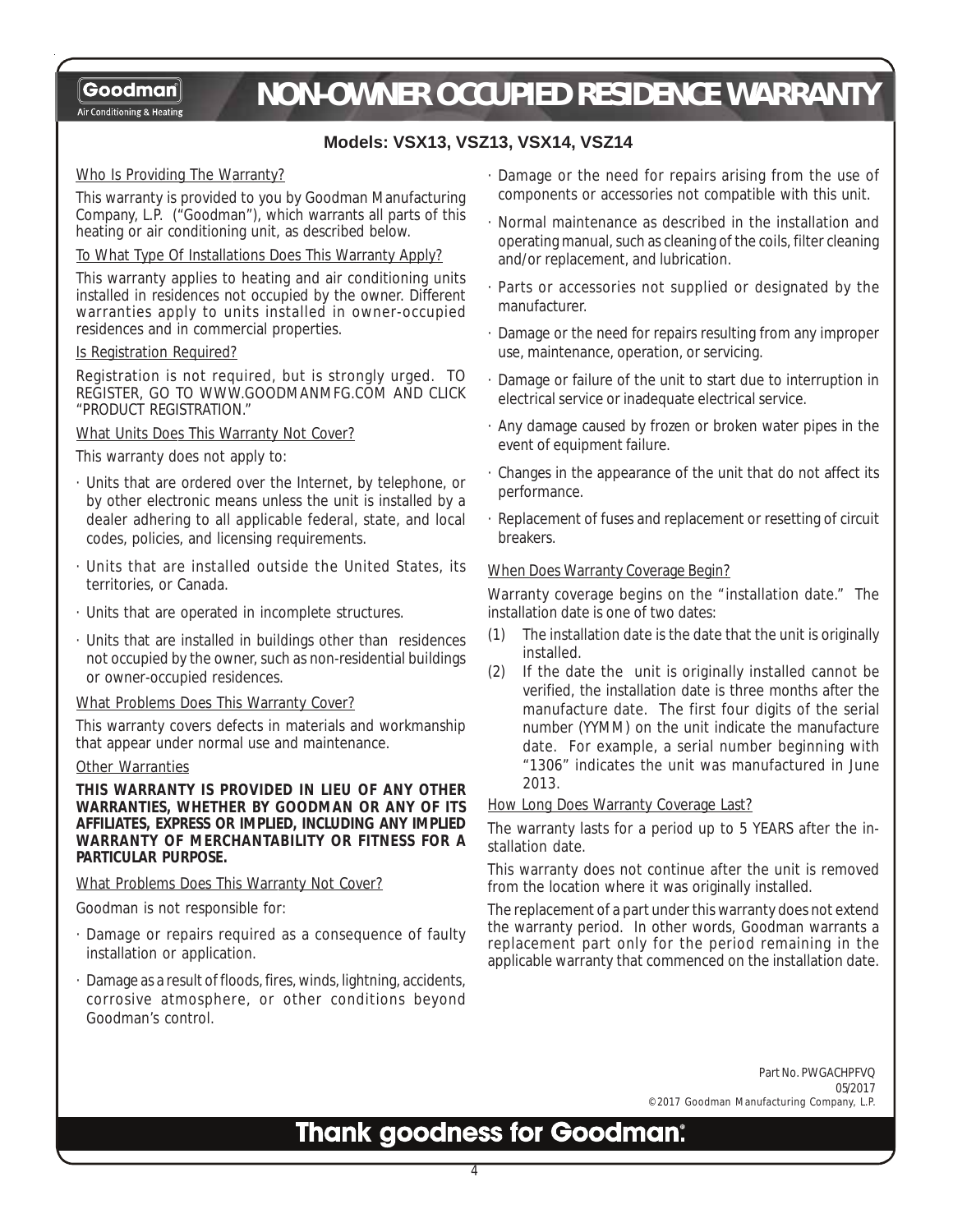Goodman
Air Conditioning & Heating

# NON-OWNER OCCUPIED RESIDENCE WARRANTY

**Models: VSX13, VSZ13, VSX14, VSZ14**

Who Is Providing The Warranty?

This warranty is provided to you by Goodman Manufacturing Company, L.P. ("Goodman"), which warrants all parts of this heating or air conditioning unit, as described below.

To What Type Of Installations Does This Warranty Apply?

This warranty applies to heating and air conditioning units installed in residences not occupied by the owner. Different warranties apply to units installed in owner-occupied residences and in commercial properties.

Is Registration Required?

Registration is not required, but is strongly urged. TO REGISTER, GO TO WWW.GOODMANMFG.COM AND CLICK "PRODUCT REGISTRATION."

What Units Does This Warranty Not Cover?

This warranty does not apply to:

- Units that are ordered over the Internet, by telephone, or by other electronic means unless the unit is installed by a dealer adhering to all applicable federal, state, and local codes, policies, and licensing requirements.
- Units that are installed outside the United States, its territories, or Canada.
- Units that are operated in incomplete structures.
- Units that are installed in buildings other than residences not occupied by the owner, such as non-residential buildings or owner-occupied residences.

What Problems Does This Warranty Cover?

This warranty covers defects in materials and workmanship that appear under normal use and maintenance.

Other Warranties

**THIS WARRANTY IS PROVIDED IN LIEU OF ANY OTHER WARRANTIES, WHETHER BY GOODMAN OR ANY OF ITS AFFILIATES, EXPRESS OR IMPLIED, INCLUDING ANY IMPLIED WARRANTY OF MERCHANTABILITY OR FITNESS FOR A PARTICULAR PURPOSE.**

What Problems Does This Warranty Not Cover?

Goodman is not responsible for:

- Damage or repairs required as a consequence of faulty installation or application.
- Damage as a result of floods, fires, winds, lightning, accidents, corrosive atmosphere, or other conditions beyond Goodman's control.
- Damage or the need for repairs arising from the use of components or accessories not compatible with this unit.
- Normal maintenance as described in the installation and operating manual, such as cleaning of the coils, filter cleaning and/or replacement, and lubrication.
- Parts or accessories not supplied or designated by the manufacturer.
- Damage or the need for repairs resulting from any improper use, maintenance, operation, or servicing.
- Damage or failure of the unit to start due to interruption in electrical service or inadequate electrical service.
- Any damage caused by frozen or broken water pipes in the event of equipment failure.
- Changes in the appearance of the unit that do not affect its performance.
- Replacement of fuses and replacement or resetting of circuit breakers.

When Does Warranty Coverage Begin?

Warranty coverage begins on the "installation date." The installation date is one of two dates:

(1) The installation date is the date that the unit is originally installed.

(2) If the date the unit is originally installed cannot be verified, the installation date is three months after the manufacture date. The first four digits of the serial number (YYMM) on the unit indicate the manufacture date. For example, a serial number beginning with "1306" indicates the unit was manufactured in June 2013.

How Long Does Warranty Coverage Last?

The warranty lasts for a period up to 5 YEARS after the installation date.

This warranty does not continue after the unit is removed from the location where it was originally installed.

The replacement of a part under this warranty does not extend the warranty period. In other words, Goodman warrants a replacement part only for the period remaining in the applicable warranty that commenced on the installation date.

Part No. PWGACHPFVQ
05/2017
©2017 Goodman Manufacturing Company, L.P.

**Thank goodness for Goodman.®**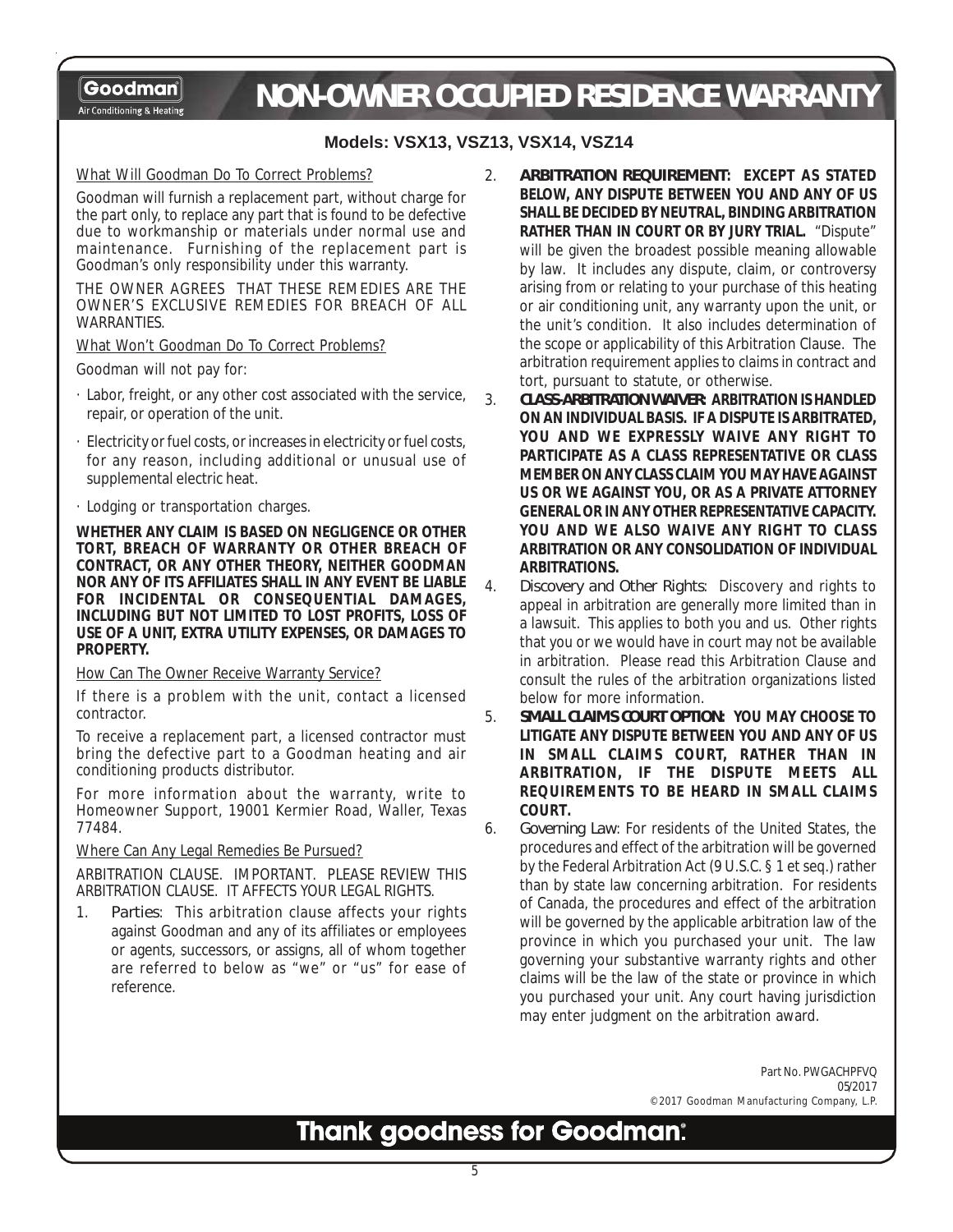# NON-OWNER OCCUPIED RESIDENCE WARRANTY

**Models: VSX13, VSZ13, VSX14, VSZ14**

What Will Goodman Do To Correct Problems?

Goodman will furnish a replacement part, without charge for the part only, to replace any part that is found to be defective due to workmanship or materials under normal use and maintenance. Furnishing of the replacement part is Goodman's only responsibility under this warranty.

THE OWNER AGREES THAT THESE REMEDIES ARE THE OWNER'S EXCLUSIVE REMEDIES FOR BREACH OF ALL WARRANTIES.

What Won't Goodman Do To Correct Problems?

Goodman will not pay for:

- Labor, freight, or any other cost associated with the service, repair, or operation of the unit.
- Electricity or fuel costs, or increases in electricity or fuel costs, for any reason, including additional or unusual use of supplemental electric heat.
- Lodging or transportation charges.

**WHETHER ANY CLAIM IS BASED ON NEGLIGENCE OR OTHER TORT, BREACH OF WARRANTY OR OTHER BREACH OF CONTRACT, OR ANY OTHER THEORY, NEITHER GOODMAN NOR ANY OF ITS AFFILIATES SHALL IN ANY EVENT BE LIABLE FOR INCIDENTAL OR CONSEQUENTIAL DAMAGES, INCLUDING BUT NOT LIMITED TO LOST PROFITS, LOSS OF USE OF A UNIT, EXTRA UTILITY EXPENSES, OR DAMAGES TO PROPERTY.**

How Can The Owner Receive Warranty Service?

If there is a problem with the unit, contact a licensed contractor.

To receive a replacement part, a licensed contractor must bring the defective part to a Goodman heating and air conditioning products distributor.

For more information about the warranty, write to Homeowner Support, 19001 Kermier Road, Waller, Texas 77484.

Where Can Any Legal Remedies Be Pursued?

ARBITRATION CLAUSE. IMPORTANT. PLEASE REVIEW THIS ARBITRATION CLAUSE. IT AFFECTS YOUR LEGAL RIGHTS.

1. *Parties*: This arbitration clause affects your rights against Goodman and any of its affiliates or employees or agents, successors, or assigns, all of whom together are referred to below as "we" or "us" for ease of reference.
2. **ARBITRATION REQUIREMENT: EXCEPT AS STATED BELOW, ANY DISPUTE BETWEEN YOU AND ANY OF US SHALL BE DECIDED BY NEUTRAL, BINDING ARBITRATION RATHER THAN IN COURT OR BY JURY TRIAL.** "Dispute" will be given the broadest possible meaning allowable by law. It includes any dispute, claim, or controversy arising from or relating to your purchase of this heating or air conditioning unit, any warranty upon the unit, or the unit's condition. It also includes determination of the scope or applicability of this Arbitration Clause. The arbitration requirement applies to claims in contract and tort, pursuant to statute, or otherwise.
3. **CLASS-ARBITRATION WAIVER: ARBITRATION IS HANDLED ON AN INDIVIDUAL BASIS. IF A DISPUTE IS ARBITRATED, YOU AND WE EXPRESSLY WAIVE ANY RIGHT TO PARTICIPATE AS A CLASS REPRESENTATIVE OR CLASS MEMBER ON ANY CLASS CLAIM YOU MAY HAVE AGAINST US OR WE AGAINST YOU, OR AS A PRIVATE ATTORNEY GENERAL OR IN ANY OTHER REPRESENTATIVE CAPACITY. YOU AND WE ALSO WAIVE ANY RIGHT TO CLASS ARBITRATION OR ANY CONSOLIDATION OF INDIVIDUAL ARBITRATIONS.**
4. *Discovery and Other Rights*: Discovery and rights to appeal in arbitration are generally more limited than in a lawsuit. This applies to both you and us. Other rights that you or we would have in court may not be available in arbitration. Please read this Arbitration Clause and consult the rules of the arbitration organizations listed below for more information.
5. **SMALL CLAIMS COURT OPTION: YOU MAY CHOOSE TO LITIGATE ANY DISPUTE BETWEEN YOU AND ANY OF US IN SMALL CLAIMS COURT, RATHER THAN IN ARBITRATION, IF THE DISPUTE MEETS ALL REQUIREMENTS TO BE HEARD IN SMALL CLAIMS COURT.**
6. *Governing Law*: For residents of the United States, the procedures and effect of the arbitration will be governed by the Federal Arbitration Act (9 U.S.C. § 1 et seq.) rather than by state law concerning arbitration. For residents of Canada, the procedures and effect of the arbitration will be governed by the applicable arbitration law of the province in which you purchased your unit. The law governing your substantive warranty rights and other claims will be the law of the state or province in which you purchased your unit. Any court having jurisdiction may enter judgment on the arbitration award.

Part No. PWGACHPFVQ
05/2017
©2017 Goodman Manufacturing Company, L.P.

Thank goodness for Goodman®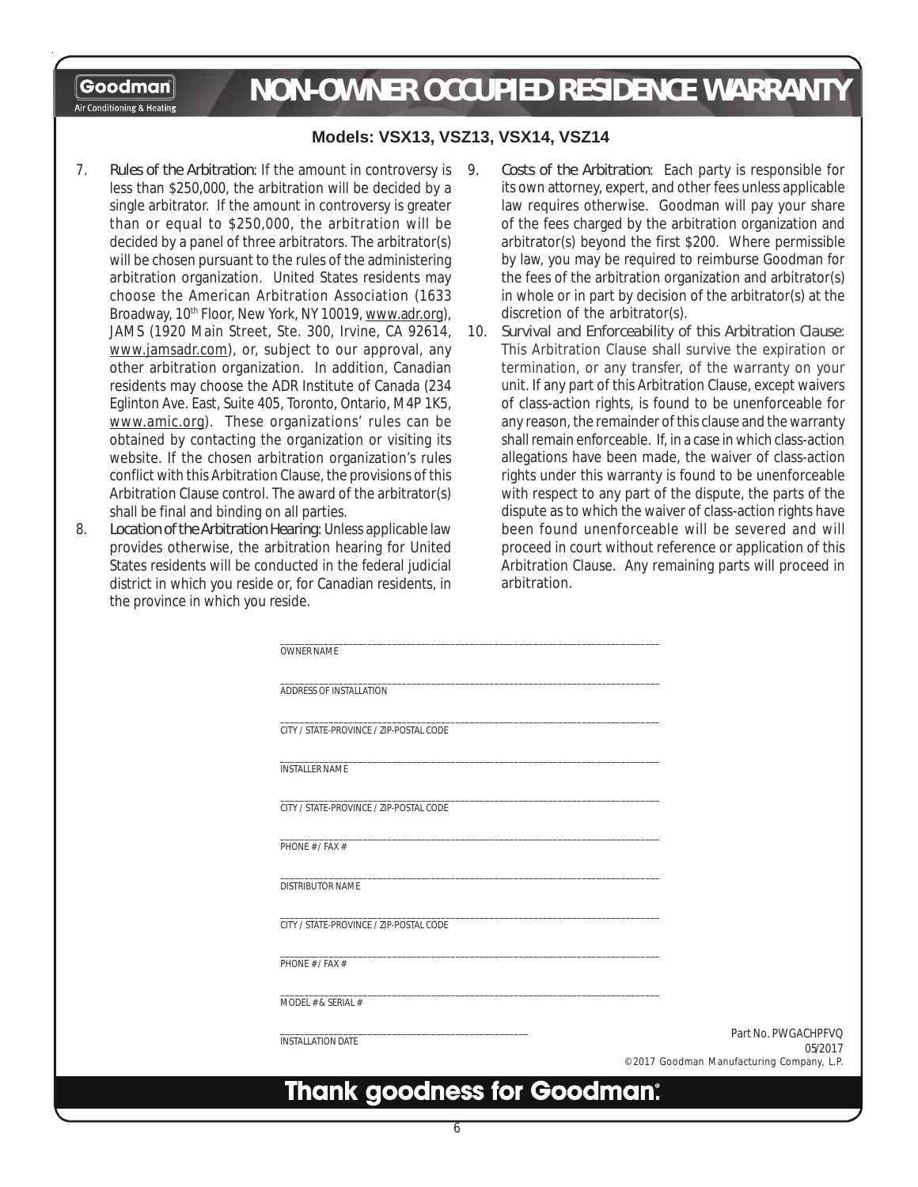# NON-OWNER OCCUPIED RESIDENCE WARRANTY

**Models: VSX13, VSZ13, VSX14, VSZ14**

7. *Rules of the Arbitration*: If the amount in controversy is less than $250,000, the arbitration will be decided by a single arbitrator. If the amount in controversy is greater than or equal to $250,000, the arbitration will be decided by a panel of three arbitrators. The arbitrator(s) will be chosen pursuant to the rules of the administering arbitration organization. United States residents may choose the American Arbitration Association (1633 Broadway, 10th Floor, New York, NY 10019, www.adr.org), JAMS (1920 Main Street, Ste. 300, Irvine, CA 92614, www.jamsadr.com), or, subject to our approval, any other arbitration organization. In addition, Canadian residents may choose the ADR Institute of Canada (234 Eglinton Ave. East, Suite 405, Toronto, Ontario, M4P 1K5, www.amic.org). These organizations' rules can be obtained by contacting the organization or visiting its website. If the chosen arbitration organization's rules conflict with this Arbitration Clause, the provisions of this Arbitration Clause control. The award of the arbitrator(s) shall be final and binding on all parties.
8. *Location of the Arbitration Hearing*: Unless applicable law provides otherwise, the arbitration hearing for United States residents will be conducted in the federal judicial district in which you reside or, for Canadian residents, in the province in which you reside.
9. *Costs of the Arbitration*: Each party is responsible for its own attorney, expert, and other fees unless applicable law requires otherwise. Goodman will pay your share of the fees charged by the arbitration organization and arbitrator(s) beyond the first $200. Where permissible by law, you may be required to reimburse Goodman for the fees of the arbitration organization and arbitrator(s) in whole or in part by decision of the arbitrator(s) at the discretion of the arbitrator(s).
10. *Survival and Enforceability of this Arbitration Clause*: This Arbitration Clause shall survive the expiration or termination, or any transfer, of the warranty on your unit. If any part of this Arbitration Clause, except waivers of class-action rights, is found to be unenforceable for any reason, the remainder of this clause and the warranty shall remain enforceable. If, in a case in which class-action allegations have been made, the waiver of class-action rights under this warranty is found to be unenforceable with respect to any part of the dispute, the parts of the dispute as to which the waiver of class-action rights have been found unenforceable will be severed and will proceed in court without reference or application of this Arbitration Clause. Any remaining parts will proceed in arbitration.

\_\_\_\_\_\_\_\_\_\_\_\_\_\_\_\_\_\_\_\_\_\_\_\_\_\_\_\_\_\_\_\_\_\_\_\_\_\_\_\_
OWNER NAME

\_\_\_\_\_\_\_\_\_\_\_\_\_\_\_\_\_\_\_\_\_\_\_\_\_\_\_\_\_\_\_\_\_\_\_\_\_\_\_\_
ADDRESS OF INSTALLATION

\_\_\_\_\_\_\_\_\_\_\_\_\_\_\_\_\_\_\_\_\_\_\_\_\_\_\_\_\_\_\_\_\_\_\_\_\_\_\_\_
CITY / STATE-PROVINCE / ZIP-POSTAL CODE

\_\_\_\_\_\_\_\_\_\_\_\_\_\_\_\_\_\_\_\_\_\_\_\_\_\_\_\_\_\_\_\_\_\_\_\_\_\_\_\_
INSTALLER NAME

\_\_\_\_\_\_\_\_\_\_\_\_\_\_\_\_\_\_\_\_\_\_\_\_\_\_\_\_\_\_\_\_\_\_\_\_\_\_\_\_
CITY / STATE-PROVINCE / ZIP-POSTAL CODE

\_\_\_\_\_\_\_\_\_\_\_\_\_\_\_\_\_\_\_\_\_\_\_\_\_\_\_\_\_\_\_\_\_\_\_\_\_\_\_\_
PHONE # / FAX #

\_\_\_\_\_\_\_\_\_\_\_\_\_\_\_\_\_\_\_\_\_\_\_\_\_\_\_\_\_\_\_\_\_\_\_\_\_\_\_\_
DISTRIBUTOR NAME

\_\_\_\_\_\_\_\_\_\_\_\_\_\_\_\_\_\_\_\_\_\_\_\_\_\_\_\_\_\_\_\_\_\_\_\_\_\_\_\_
CITY / STATE-PROVINCE / ZIP-POSTAL CODE

\_\_\_\_\_\_\_\_\_\_\_\_\_\_\_\_\_\_\_\_\_\_\_\_\_\_\_\_\_\_\_\_\_\_\_\_\_\_\_\_
PHONE # / FAX #

\_\_\_\_\_\_\_\_\_\_\_\_\_\_\_\_\_\_\_\_\_\_\_\_\_\_\_\_\_\_\_\_\_\_\_\_\_\_\_\_
MODEL # & SERIAL #

\_\_\_\_\_\_\_\_\_\_\_\_\_\_\_\_\_\_\_\_\_\_\_\_\_\_\_\_
INSTALLATION DATE

Part No. PWGACHPFVQ
05/2017
©2017 Goodman Manufacturing Company, L.P.

**Thank goodness for Goodman.®**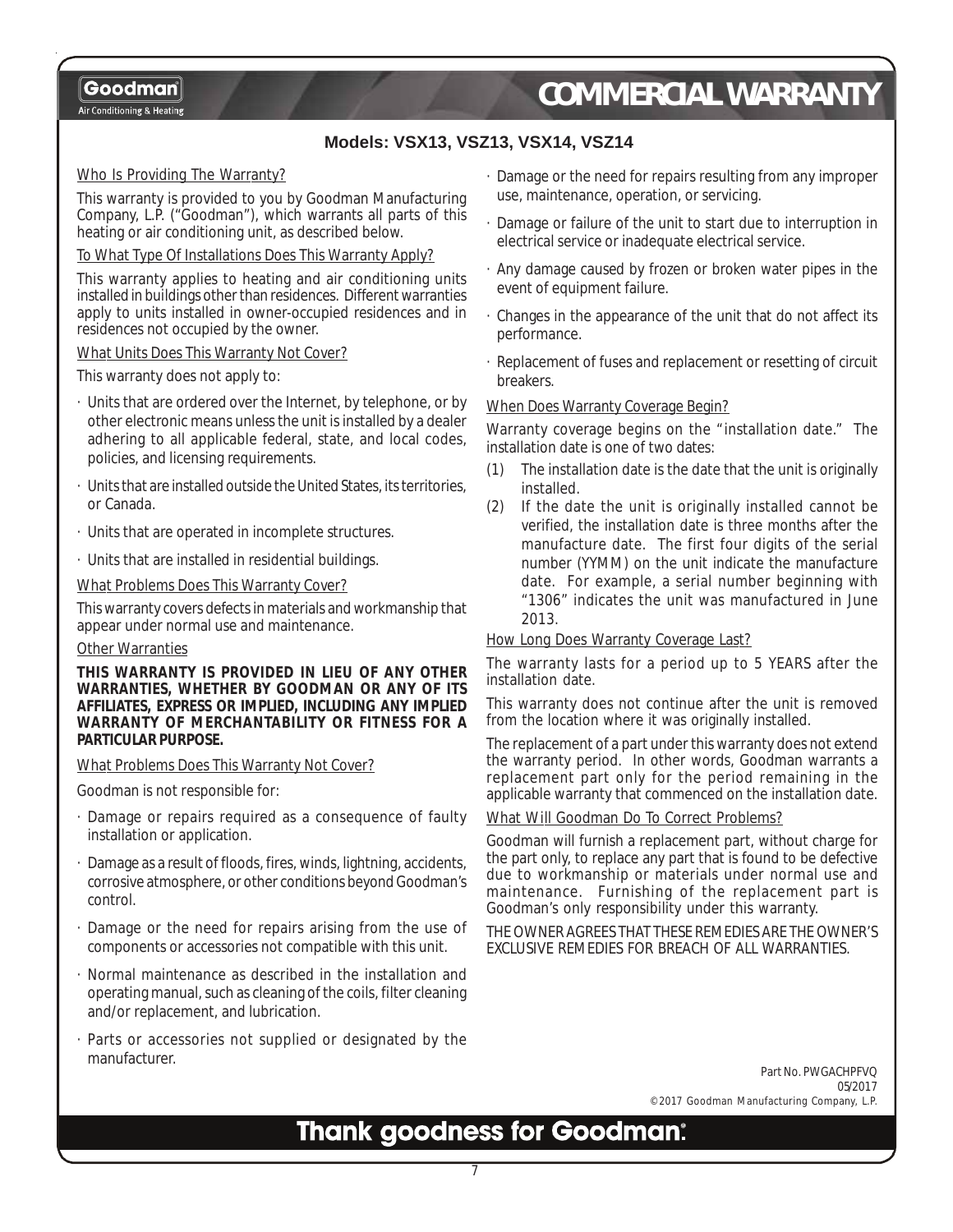# COMMERCIAL WARRANTY

**Models: VSX13, VSZ13, VSX14, VSZ14**

## Who Is Providing The Warranty?

This warranty is provided to you by Goodman Manufacturing Company, L.P. ("Goodman"), which warrants all parts of this heating or air conditioning unit, as described below.

## To What Type Of Installations Does This Warranty Apply?

This warranty applies to heating and air conditioning units installed in buildings other than residences. Different warranties apply to units installed in owner-occupied residences and in residences not occupied by the owner.

## What Units Does This Warranty Not Cover?

This warranty does not apply to:

- Units that are ordered over the Internet, by telephone, or by other electronic means unless the unit is installed by a dealer adhering to all applicable federal, state, and local codes, policies, and licensing requirements.
- Units that are installed outside the United States, its territories, or Canada.
- Units that are operated in incomplete structures.
- Units that are installed in residential buildings.

## What Problems Does This Warranty Cover?

This warranty covers defects in materials and workmanship that appear under normal use and maintenance.

## Other Warranties

**THIS WARRANTY IS PROVIDED IN LIEU OF ANY OTHER WARRANTIES, WHETHER BY GOODMAN OR ANY OF ITS AFFILIATES, EXPRESS OR IMPLIED, INCLUDING ANY IMPLIED WARRANTY OF MERCHANTABILITY OR FITNESS FOR A PARTICULAR PURPOSE.**

## What Problems Does This Warranty Not Cover?

Goodman is not responsible for:

- Damage or repairs required as a consequence of faulty installation or application.
- Damage as a result of floods, fires, winds, lightning, accidents, corrosive atmosphere, or other conditions beyond Goodman's control.
- Damage or the need for repairs arising from the use of components or accessories not compatible with this unit.
- Normal maintenance as described in the installation and operating manual, such as cleaning of the coils, filter cleaning and/or replacement, and lubrication.
- Parts or accessories not supplied or designated by the manufacturer.
- Damage or the need for repairs resulting from any improper use, maintenance, operation, or servicing.
- Damage or failure of the unit to start due to interruption in electrical service or inadequate electrical service.
- Any damage caused by frozen or broken water pipes in the event of equipment failure.
- Changes in the appearance of the unit that do not affect its performance.
- Replacement of fuses and replacement or resetting of circuit breakers.

## When Does Warranty Coverage Begin?

Warranty coverage begins on the "installation date." The installation date is one of two dates:

(1) The installation date is the date that the unit is originally installed.

(2) If the date the unit is originally installed cannot be verified, the installation date is three months after the manufacture date. The first four digits of the serial number (YYMM) on the unit indicate the manufacture date. For example, a serial number beginning with "1306" indicates the unit was manufactured in June 2013.

## How Long Does Warranty Coverage Last?

The warranty lasts for a period up to 5 YEARS after the installation date.

This warranty does not continue after the unit is removed from the location where it was originally installed.

The replacement of a part under this warranty does not extend the warranty period. In other words, Goodman warrants a replacement part only for the period remaining in the applicable warranty that commenced on the installation date.

## What Will Goodman Do To Correct Problems?

Goodman will furnish a replacement part, without charge for the part only, to replace any part that is found to be defective due to workmanship or materials under normal use and maintenance. Furnishing of the replacement part is Goodman's only responsibility under this warranty.

THE OWNER AGREES THAT THESE REMEDIES ARE THE OWNER'S EXCLUSIVE REMEDIES FOR BREACH OF ALL WARRANTIES.

Part No. PWGACHPFVQ
05/2017
©2017 Goodman Manufacturing Company, L.P.

**Thank goodness for Goodman.**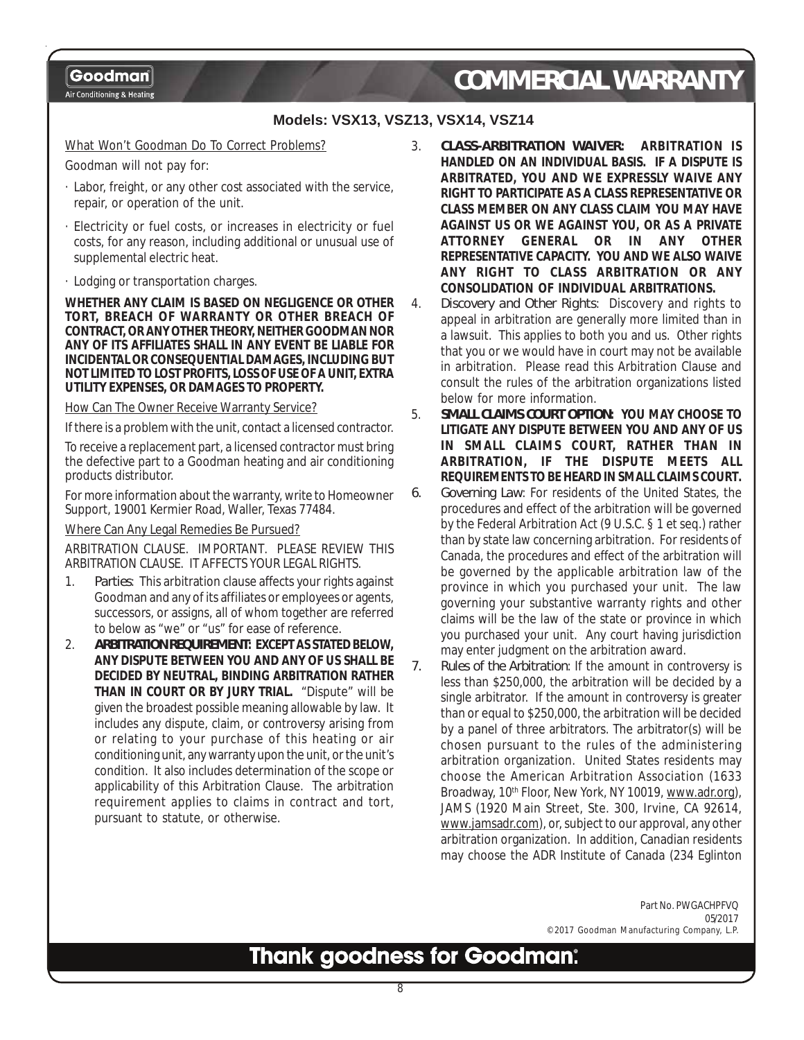# COMMERCIAL WARRANTY

**Models: VSX13, VSZ13, VSX14, VSZ14**

What Won't Goodman Do To Correct Problems?

Goodman will not pay for:

- Labor, freight, or any other cost associated with the service, repair, or operation of the unit.
- Electricity or fuel costs, or increases in electricity or fuel costs, for any reason, including additional or unusual use of supplemental electric heat.
- Lodging or transportation charges.

**WHETHER ANY CLAIM IS BASED ON NEGLIGENCE OR OTHER TORT, BREACH OF WARRANTY OR OTHER BREACH OF CONTRACT, OR ANY OTHER THEORY, NEITHER GOODMAN NOR ANY OF ITS AFFILIATES SHALL IN ANY EVENT BE LIABLE FOR INCIDENTAL OR CONSEQUENTIAL DAMAGES, INCLUDING BUT NOT LIMITED TO LOST PROFITS, LOSS OF USE OF A UNIT, EXTRA UTILITY EXPENSES, OR DAMAGES TO PROPERTY.**

How Can The Owner Receive Warranty Service?

If there is a problem with the unit, contact a licensed contractor.

To receive a replacement part, a licensed contractor must bring the defective part to a Goodman heating and air conditioning products distributor.

For more information about the warranty, write to Homeowner Support, 19001 Kermier Road, Waller, Texas 77484.

Where Can Any Legal Remedies Be Pursued?

ARBITRATION CLAUSE. IMPORTANT. PLEASE REVIEW THIS ARBITRATION CLAUSE. IT AFFECTS YOUR LEGAL RIGHTS.

1. *Parties*: This arbitration clause affects your rights against Goodman and any of its affiliates or employees or agents, successors, or assigns, all of whom together are referred to below as "we" or "us" for ease of reference.
2. **ARBITRATION REQUIREMENT: EXCEPT AS STATED BELOW, ANY DISPUTE BETWEEN YOU AND ANY OF US SHALL BE DECIDED BY NEUTRAL, BINDING ARBITRATION RATHER THAN IN COURT OR BY JURY TRIAL.** "Dispute" will be given the broadest possible meaning allowable by law. It includes any dispute, claim, or controversy arising from or relating to your purchase of this heating or air conditioning unit, any warranty upon the unit, or the unit's condition. It also includes determination of the scope or applicability of this Arbitration Clause. The arbitration requirement applies to claims in contract and tort, pursuant to statute, or otherwise.
3. **CLASS-ARBITRATION WAIVER: ARBITRATION IS HANDLED ON AN INDIVIDUAL BASIS. IF A DISPUTE IS ARBITRATED, YOU AND WE EXPRESSLY WAIVE ANY RIGHT TO PARTICIPATE AS A CLASS REPRESENTATIVE OR CLASS MEMBER ON ANY CLASS CLAIM YOU MAY HAVE AGAINST US OR WE AGAINST YOU, OR AS A PRIVATE ATTORNEY GENERAL OR IN ANY OTHER REPRESENTATIVE CAPACITY. YOU AND WE ALSO WAIVE ANY RIGHT TO CLASS ARBITRATION OR ANY CONSOLIDATION OF INDIVIDUAL ARBITRATIONS.**
4. *Discovery and Other Rights*: Discovery and rights to appeal in arbitration are generally more limited than in a lawsuit. This applies to both you and us. Other rights that you or we would have in court may not be available in arbitration. Please read this Arbitration Clause and consult the rules of the arbitration organizations listed below for more information.
5. **SMALL CLAIMS COURT OPTION: YOU MAY CHOOSE TO LITIGATE ANY DISPUTE BETWEEN YOU AND ANY OF US IN SMALL CLAIMS COURT, RATHER THAN IN ARBITRATION, IF THE DISPUTE MEETS ALL REQUIREMENTS TO BE HEARD IN SMALL CLAIMS COURT.**
6. *Governing Law*: For residents of the United States, the procedures and effect of the arbitration will be governed by the Federal Arbitration Act (9 U.S.C. § 1 et seq.) rather than by state law concerning arbitration. For residents of Canada, the procedures and effect of the arbitration will be governed by the applicable arbitration law of the province in which you purchased your unit. The law governing your substantive warranty rights and other claims will be the law of the state or province in which you purchased your unit. Any court having jurisdiction may enter judgment on the arbitration award.
7. *Rules of the Arbitration*: If the amount in controversy is less than $250,000, the arbitration will be decided by a single arbitrator. If the amount in controversy is greater than or equal to $250,000, the arbitration will be decided by a panel of three arbitrators. The arbitrator(s) will be chosen pursuant to the rules of the administering arbitration organization. United States residents may choose the American Arbitration Association (1633 Broadway, 10th Floor, New York, NY 10019, www.adr.org), JAMS (1920 Main Street, Ste. 300, Irvine, CA 92614, www.jamsadr.com), or, subject to our approval, any other arbitration organization. In addition, Canadian residents may choose the ADR Institute of Canada (234 Eglinton

Part No. PWGACHPFVQ
05/2017
©2017 Goodman Manufacturing Company, L.P.

**Thank goodness for Goodman®**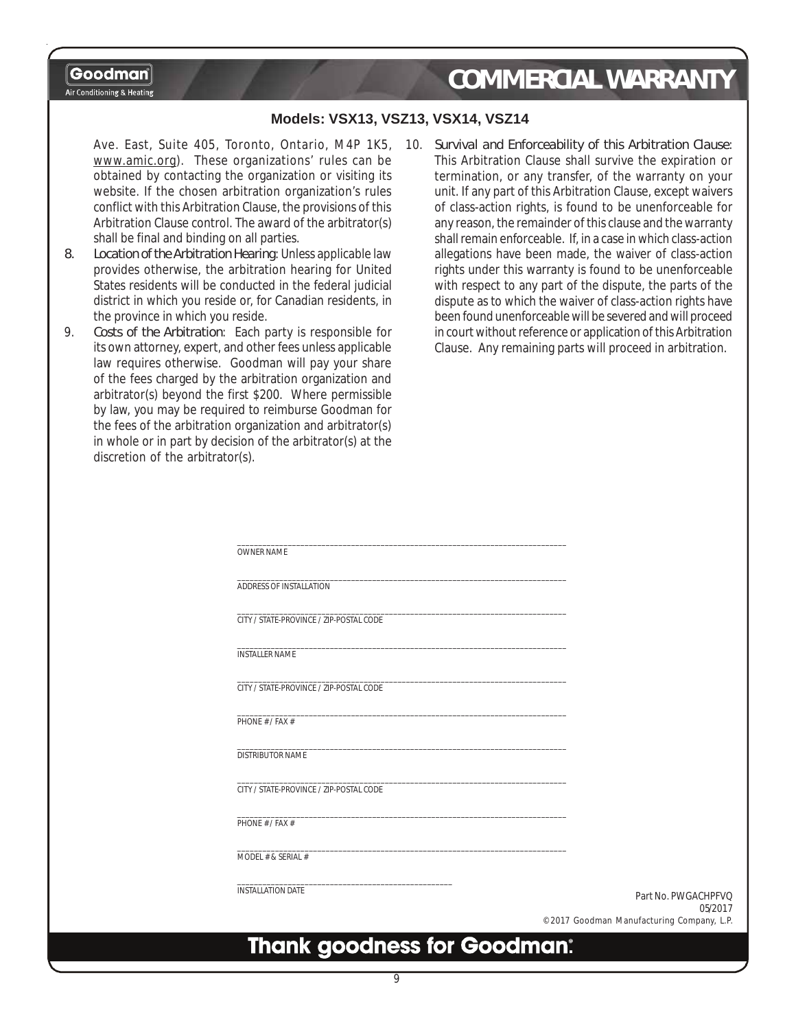Ave. East, Suite 405, Toronto, Ontario, M4P 1K5, www.amic.org). These organizations' rules can be obtained by contacting the organization or visiting its website. If the chosen arbitration organization's rules conflict with this Arbitration Clause, the provisions of this Arbitration Clause control. The award of the arbitrator(s) shall be final and binding on all parties.

8. *Location of the Arbitration Hearing*: Unless applicable law provides otherwise, the arbitration hearing for United States residents will be conducted in the federal judicial district in which you reside or, for Canadian residents, in the province in which you reside.

9. *Costs of the Arbitration*: Each party is responsible for its own attorney, expert, and other fees unless applicable law requires otherwise. Goodman will pay your share of the fees charged by the arbitration organization and arbitrator(s) beyond the first $200. Where permissible by law, you may be required to reimburse Goodman for the fees of the arbitration organization and arbitrator(s) in whole or in part by decision of the arbitrator(s) at the discretion of the arbitrator(s).

10. *Survival and Enforceability of this Arbitration Clause*: This Arbitration Clause shall survive the expiration or termination, or any transfer, of the warranty on your unit. If any part of this Arbitration Clause, except waivers of class-action rights, is found to be unenforceable for any reason, the remainder of this clause and the warranty shall remain enforceable. If, in a case in which class-action allegations have been made, the waiver of class-action rights under this warranty is found to be unenforceable with respect to any part of the dispute, the parts of the dispute as to which the waiver of class-action rights have been found unenforceable will be severed and will proceed in court without reference or application of this Arbitration Clause. Any remaining parts will proceed in arbitration.

______________________________
OWNER NAME

______________________________
ADDRESS OF INSTALLATION

______________________________
CITY / STATE-PROVINCE / ZIP-POSTAL CODE

______________________________
INSTALLER NAME

______________________________
CITY / STATE-PROVINCE / ZIP-POSTAL CODE

______________________________
PHONE # / FAX #

______________________________
DISTRIBUTOR NAME

______________________________
CITY / STATE-PROVINCE / ZIP-POSTAL CODE

______________________________
PHONE # / FAX #

______________________________
MODEL # & SERIAL #

______________________________
INSTALLATION DATE

Part No. PWGACHPFVQ
05/2017
©2017 Goodman Manufacturing Company, L.P.

**Thank goodness for Goodman.**